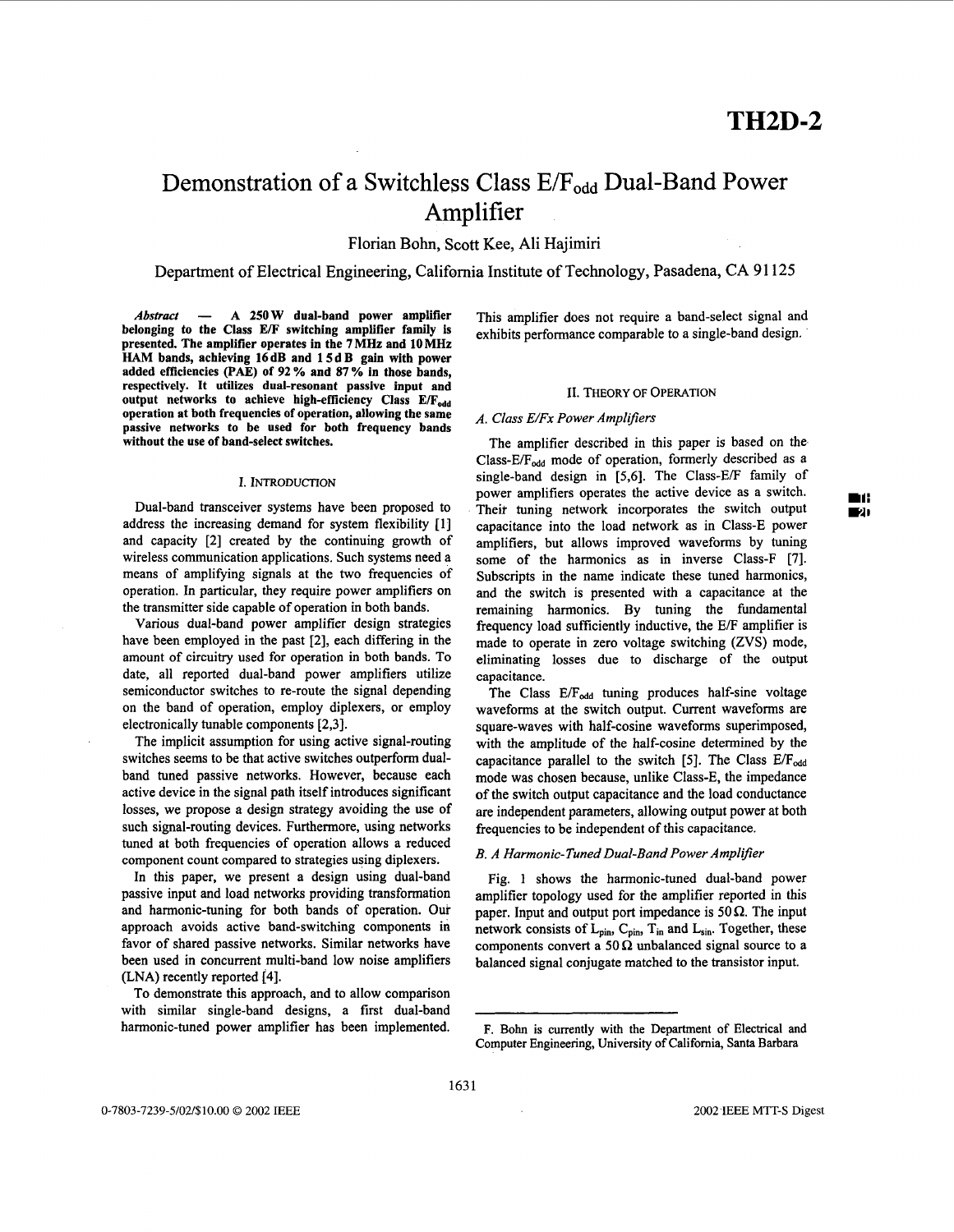# Demonstration of a Switchless Class E/$F_{odd}$ Dual-Band Power Amplifier

Florian Bohn, Scott Kee, Ali Hajimiri

Department of Electrical Engineering, California Institute of Technology, Pasadena, CA 91125

***Abstract* — A 250 W dual-band power amplifier belonging to the Class E/F switching amplifier family is presented. The amplifier operates in the 7 MHz and 10 MHz HAM bands, achieving 16 dB and 15 dB gain with power added efficiencies (PAE) of 92 % and 87 % in those bands, respectively. It utilizes dual-resonant passive input and output networks to achieve high-efficiency Class E/$F_{odd}$ operation at both frequencies of operation, allowing the same passive networks to be used for both frequency bands without the use of band-select switches.**

## I. Introduction

Dual-band transceiver systems have been proposed to address the increasing demand for system flexibility [1] and capacity [2] created by the continuing growth of wireless communication applications. Such systems need a means of amplifying signals at the two frequencies of operation. In particular, they require power amplifiers on the transmitter side capable of operation in both bands.

Various dual-band power amplifier design strategies have been employed in the past [2], each differing in the amount of circuitry used for operation in both bands. To date, all reported dual-band power amplifiers utilize semiconductor switches to re-route the signal depending on the band of operation, employ diplexers, or employ electronically tunable components [2,3].

The implicit assumption for using active signal-routing switches seems to be that active switches outperform dual-band tuned passive networks. However, because each active device in the signal path itself introduces significant losses, we propose a design strategy avoiding the use of such signal-routing devices. Furthermore, using networks tuned at both frequencies of operation allows a reduced component count compared to strategies using diplexers.

In this paper, we present a design using dual-band passive input and load networks providing transformation and harmonic-tuning for both bands of operation. Our approach avoids active band-switching components in favor of shared passive networks. Similar networks have been used in concurrent multi-band low noise amplifiers (LNA) recently reported [4].

To demonstrate this approach, and to allow comparison with similar single-band designs, a first dual-band harmonic-tuned power amplifier has been implemented. This amplifier does not require a band-select signal and exhibits performance comparable to a single-band design.

## II. Theory of Operation

### *A. Class E/Fx Power Amplifiers*

The amplifier described in this paper is based on the Class-E/$F_{odd}$ mode of operation, formerly described as a single-band design in [5,6]. The Class-E/F family of power amplifiers operates the active device as a switch. Their tuning network incorporates the switch output capacitance into the load network as in Class-E power amplifiers, but allows improved waveforms by tuning some of the harmonics as in inverse Class-F [7]. Subscripts in the name indicate these tuned harmonics, and the switch is presented with a capacitance at the remaining harmonics. By tuning the fundamental frequency load sufficiently inductive, the E/F amplifier is made to operate in zero voltage switching (ZVS) mode, eliminating losses due to discharge of the output capacitance.

The Class E/$F_{odd}$ tuning produces half-sine voltage waveforms at the switch output. Current waveforms are square-waves with half-cosine waveforms superimposed, with the amplitude of the half-cosine determined by the capacitance parallel to the switch [5]. The Class E/$F_{odd}$ mode was chosen because, unlike Class-E, the impedance of the switch output capacitance and the load conductance are independent parameters, allowing output power at both frequencies to be independent of this capacitance.

### *B. A Harmonic-Tuned Dual-Band Power Amplifier*

Fig. 1 shows the harmonic-tuned dual-band power amplifier topology used for the amplifier reported in this paper. Input and output port impedance is 50 Ω. The input network consists of $L_{pin}$, $C_{pin}$, $T_{in}$ and $L_{sin}$. Together, these components convert a 50 Ω unbalanced signal source to a balanced signal conjugate matched to the transistor input.

F. Bohn is currently with the Department of Electrical and Computer Engineering, University of California, Santa Barbara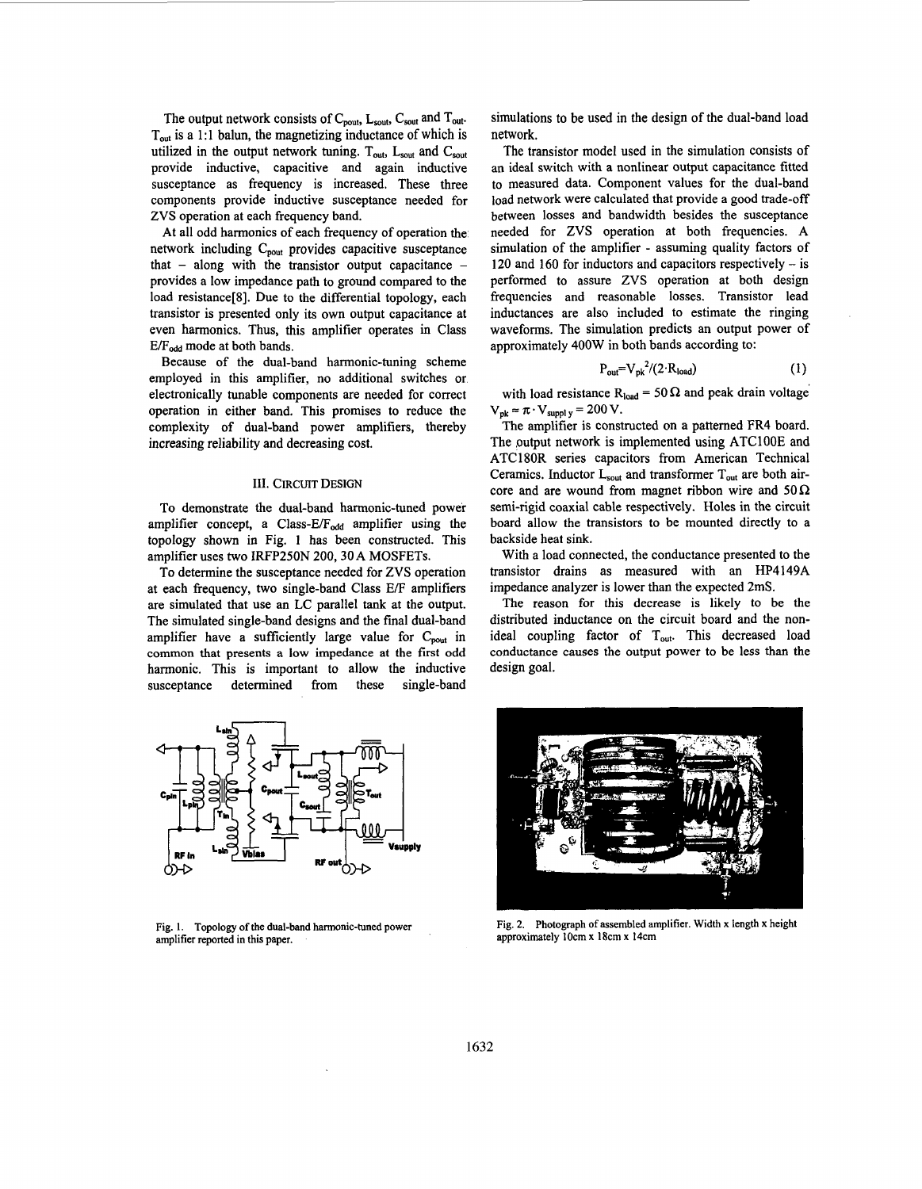The output network consists of $C_{pout}$, $L_{sout}$, $C_{sout}$ and $T_{out}$. $T_{out}$ is a 1:1 balun, the magnetizing inductance of which is utilized in the output network tuning. $T_{out}$, $L_{sout}$ and $C_{sout}$ provide inductive, capacitive and again inductive susceptance as frequency is increased. These three components provide inductive susceptance needed for ZVS operation at each frequency band.

At all odd harmonics of each frequency of operation the network including $C_{pout}$ provides capacitive susceptance that – along with the transistor output capacitance – provides a low impedance path to ground compared to the load resistance[8]. Due to the differential topology, each transistor is presented only its own output capacitance at even harmonics. Thus, this amplifier operates in Class $E/F_{odd}$ mode at both bands.

Because of the dual-band harmonic-tuning scheme employed in this amplifier, no additional switches or electronically tunable components are needed for correct operation in either band. This promises to reduce the complexity of dual-band power amplifiers, thereby increasing reliability and decreasing cost.

## III. Circuit Design

To demonstrate the dual-band harmonic-tuned power amplifier concept, a Class-$E/F_{odd}$ amplifier using the topology shown in Fig. 1 has been constructed. This amplifier uses two IRFP250N 200, 30 A MOSFETs.

To determine the susceptance needed for ZVS operation at each frequency, two single-band Class E/F amplifiers are simulated that use an LC parallel tank at the output. The simulated single-band designs and the final dual-band amplifier have a sufficiently large value for $C_{pout}$ in common that presents a low impedance at the first odd harmonic. This is important to allow the inductive susceptance determined from these single-band simulations to be used in the design of the dual-band load network.

The transistor model used in the simulation consists of an ideal switch with a nonlinear output capacitance fitted to measured data. Component values for the dual-band load network were calculated that provide a good trade-off between losses and bandwidth besides the susceptance needed for ZVS operation at both frequencies. A simulation of the amplifier - assuming quality factors of 120 and 160 for inductors and capacitors respectively – is performed to assure ZVS operation at both design frequencies and reasonable losses. Transistor lead inductances are also included to estimate the ringing waveforms. The simulation predicts an output power of approximately 400W in both bands according to:

$$P_{out}=V_{pk}^2/(2 \cdot R_{load}) \quad (1)$$

with load resistance $R_{load} = 50\,\Omega$ and peak drain voltage $V_{pk} \approx \pi \cdot V_{supply} = 200\,V$.

The amplifier is constructed on a patterned FR4 board. The output network is implemented using ATC100E and ATC180R series capacitors from American Technical Ceramics. Inductor $L_{sout}$ and transformer $T_{out}$ are both air-core and are wound from magnet ribbon wire and $50\,\Omega$ semi-rigid coaxial cable respectively. Holes in the circuit board allow the transistors to be mounted directly to a backside heat sink.

With a load connected, the conductance presented to the transistor drains as measured with an HP4149A impedance analyzer is lower than the expected 2mS.

The reason for this decrease is likely to be the distributed inductance on the circuit board and the non-ideal coupling factor of $T_{out}$. This decreased load conductance causes the output power to be less than the design goal.

Fig. 1. Topology of the dual-band harmonic-tuned power amplifier reported in this paper.

Fig. 2. Photograph of assembled amplifier. Width x length x height approximately 10cm x 18cm x 14cm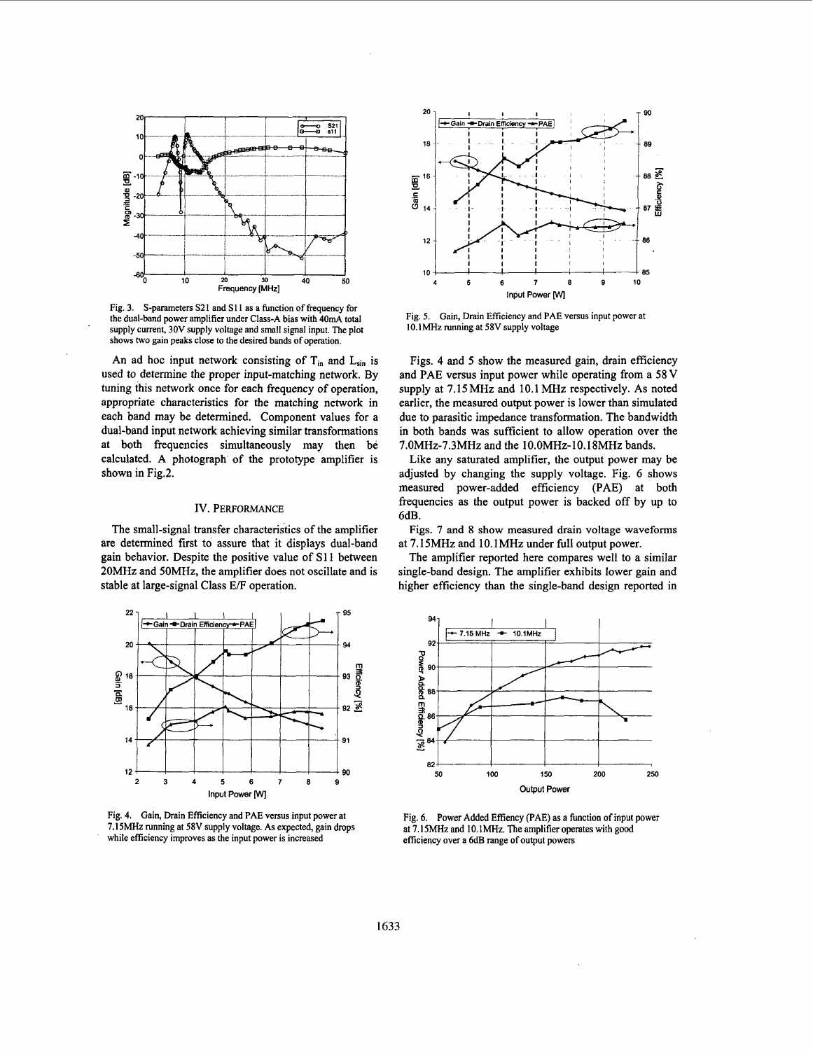Fig. 3. S-parameters S21 and S11 as a function of frequency for the dual-band power amplifier under Class-A bias with 40mA total supply current, 30V supply voltage and small signal input. The plot shows two gain peaks close to the desired bands of operation.

An ad hoc input network consisting of $T_{in}$ and $L_{sin}$ is used to determine the proper input-matching network. By tuning this network once for each frequency of operation, appropriate characteristics for the matching network in each band may be determined. Component values for a dual-band input network achieving similar transformations at both frequencies simultaneously may then be calculated. A photograph of the prototype amplifier is shown in Fig.2.

## IV. PERFORMANCE

The small-signal transfer characteristics of the amplifier are determined first to assure that it displays dual-band gain behavior. Despite the positive value of S11 between 20MHz and 50MHz, the amplifier does not oscillate and is stable at large-signal Class E/F operation.

Fig. 4. Gain, Drain Efficiency and PAE versus input power at 7.15MHz running at 58V supply voltage. As expected, gain drops while efficiency improves as the input power is increased

Fig. 5. Gain, Drain Efficiency and PAE versus input power at 10.1MHz running at 58V supply voltage

Figs. 4 and 5 show the measured gain, drain efficiency and PAE versus input power while operating from a 58 V supply at 7.15 MHz and 10.1 MHz respectively. As noted earlier, the measured output power is lower than simulated due to parasitic impedance transformation. The bandwidth in both bands was sufficient to allow operation over the 7.0MHz-7.3MHz and the 10.0MHz-10.18MHz bands.

Like any saturated amplifier, the output power may be adjusted by changing the supply voltage. Fig. 6 shows measured power-added efficiency (PAE) at both frequencies as the output power is backed off by up to 6dB.

Figs. 7 and 8 show measured drain voltage waveforms at 7.15MHz and 10.1MHz under full output power.

The amplifier reported here compares well to a similar single-band design. The amplifier exhibits lower gain and higher efficiency than the single-band design reported in

Fig. 6. Power Added Effiency (PAE) as a function of input power at 7.15MHz and 10.1MHz. The amplifier operates with good efficiency over a 6dB range of output powers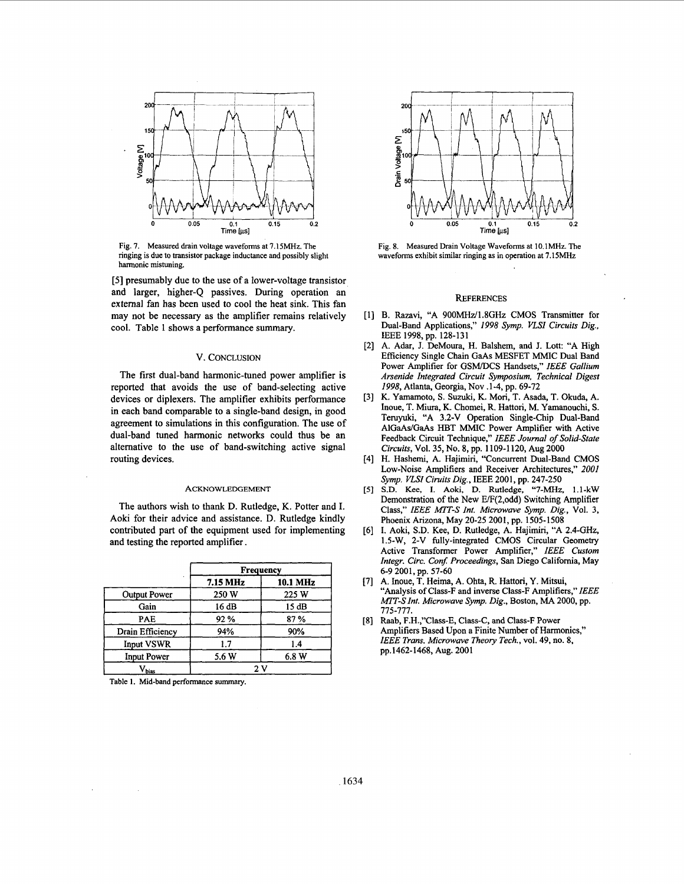200
150
Voltage [V] 100
50
0
0 0.05 0.1 0.15 0.2
Time [µs]

Fig. 7. Measured drain voltage waveforms at 7.15MHz. The ringing is due to transistor package inductance and possibly slight harmonic mistuning.

[5] presumably due to the use of a lower-voltage transistor and larger, higher-Q passives. During operation an external fan has been used to cool the heat sink. This fan may not be necessary as the amplifier remains relatively cool. Table 1 shows a performance summary.

## V. CONCLUSION

The first dual-band harmonic-tuned power amplifier is reported that avoids the use of band-selecting active devices or diplexers. The amplifier exhibits performance in each band comparable to a single-band design, in good agreement to simulations in this configuration. The use of dual-band tuned harmonic networks could thus be an alternative to the use of band-switching active signal routing devices.

## ACKNOWLEDGEMENT

The authors wish to thank D. Rutledge, K. Potter and I. Aoki for their advice and assistance. D. Rutledge kindly contributed part of the equipment used for implementing and testing the reported amplifier.

| | Frequency | |
|---|---|---|
| | 7.15 MHz | 10.1 MHz |
| Output Power | 250 W | 225 W |
| Gain | 16 dB | 15 dB |
| PAE | 92 % | 87 % |
| Drain Efficiency | 94% | 90% |
| Input VSWR | 1.7 | 1.4 |
| Input Power | 5.6 W | 6.8 W |
| $V_{bias}$ | 2 V | |

Table 1. Mid-band performance summary.

200
150
Drain Voltage [V] 100
50
0
0 0.05 0.1 0.15 0.2
Time [µs]

Fig. 8. Measured Drain Voltage Waveforms at 10.1MHz. The waveforms exhibit similar ringing as in operation at 7.15MHz

## REFERENCES

[1] B. Razavi, "A 900MHz/1.8GHz CMOS Transmitter for Dual-Band Applications," *1998 Symp. VLSI Circuits Dig.*, IEEE 1998, pp. 128-131

[2] A. Adar, J. DeMoura, H. Balshem, and J. Lott: "A High Efficiency Single Chain GaAs MESFET MMIC Dual Band Power Amplifier for GSM/DCS Handsets," *IEEE Gallium Arsenide Integrated Circuit Symposium, Technical Digest 1998*, Atlanta, Georgia, Nov .1-4, pp. 69-72

[3] K. Yamamoto, S. Suzuki, K. Mori, T. Asada, T. Okuda, A. Inoue, T. Miura, K. Chomei, R. Hattori, M. Yamanouchi, S. Teruyuki, "A 3.2-V Operation Single-Chip Dual-Band AlGaAs/GaAs HBT MMIC Power Amplifier with Active Feedback Circuit Technique," *IEEE Journal of Solid-State Circuits*, Vol. 35, No. 8, pp. 1109-1120, Aug 2000

[4] H. Hashemi, A. Hajimiri, "Concurrent Dual-Band CMOS Low-Noise Amplifiers and Receiver Architectures," *2001 Symp. VLSI Ciruits Dig.*, IEEE 2001, pp. 247-250

[5] S.D. Kee, I. Aoki, D. Rutledge, "7-MHz, 1.1-kW Demonstration of the New E/F(2,odd) Switching Amplifier Class," *IEEE MTT-S Int. Microwave Symp. Dig.*, Vol. 3, Phoenix Arizona, May 20-25 2001, pp. 1505-1508

[6] I. Aoki, S.D. Kee, D. Rutledge, A. Hajimiri, "A 2.4-GHz, 1.5-W, 2-V fully-integrated CMOS Circular Geometry Active Transformer Power Amplifier," *IEEE Custom Integr. Circ. Conf. Proceedings*, San Diego California, May 6-9 2001, pp. 57-60

[7] A. Inoue, T. Heima, A. Ohta, R. Hattori, Y. Mitsui, "Analysis of Class-F and inverse Class-F Amplifiers," *IEEE MTT-S Int. Microwave Symp. Dig.*, Boston, MA 2000, pp. 775-777.

[8] Raab, F.H.,"Class-E, Class-C, and Class-F Power Amplifiers Based Upon a Finite Number of Harmonics," *IEEE Trans. Microwave Theory Tech.*, vol. 49, no. 8, pp.1462-1468, Aug. 2001